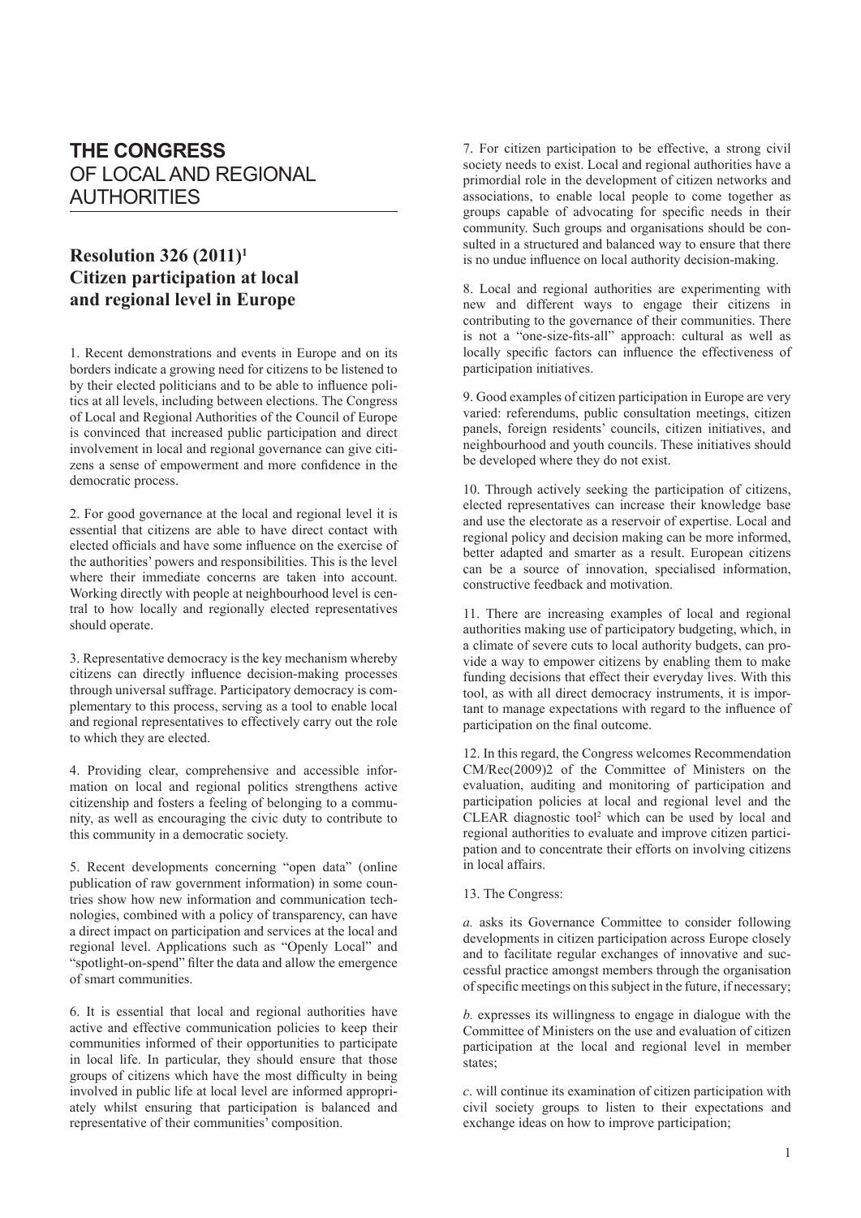**THE CONGRESS**
OF LOCAL AND REGIONAL AUTHORITIES

## Resolution 326 (2011)[1] Citizen participation at local and regional level in Europe

1. Recent demonstrations and events in Europe and on its borders indicate a growing need for citizens to be listened to by their elected politicians and to be able to influence politics at all levels, including between elections. The Congress of Local and Regional Authorities of the Council of Europe is convinced that increased public participation and direct involvement in local and regional governance can give citizens a sense of empowerment and more confidence in the democratic process.

2. For good governance at the local and regional level it is essential that citizens are able to have direct contact with elected officials and have some influence on the exercise of the authorities' powers and responsibilities. This is the level where their immediate concerns are taken into account. Working directly with people at neighbourhood level is central to how locally and regionally elected representatives should operate.

3. Representative democracy is the key mechanism whereby citizens can directly influence decision-making processes through universal suffrage. Participatory democracy is complementary to this process, serving as a tool to enable local and regional representatives to effectively carry out the role to which they are elected.

4. Providing clear, comprehensive and accessible information on local and regional politics strengthens active citizenship and fosters a feeling of belonging to a community, as well as encouraging the civic duty to contribute to this community in a democratic society.

5. Recent developments concerning "open data" (online publication of raw government information) in some countries show how new information and communication technologies, combined with a policy of transparency, can have a direct impact on participation and services at the local and regional level. Applications such as "Openly Local" and "spotlight-on-spend" filter the data and allow the emergence of smart communities.

6. It is essential that local and regional authorities have active and effective communication policies to keep their communities informed of their opportunities to participate in local life. In particular, they should ensure that those groups of citizens which have the most difficulty in being involved in public life at local level are informed appropriately whilst ensuring that participation is balanced and representative of their communities' composition.

7. For citizen participation to be effective, a strong civil society needs to exist. Local and regional authorities have a primordial role in the development of citizen networks and associations, to enable local people to come together as groups capable of advocating for specific needs in their community. Such groups and organisations should be consulted in a structured and balanced way to ensure that there is no undue influence on local authority decision-making.

8. Local and regional authorities are experimenting with new and different ways to engage their citizens in contributing to the governance of their communities. There is not a "one-size-fits-all" approach: cultural as well as locally specific factors can influence the effectiveness of participation initiatives.

9. Good examples of citizen participation in Europe are very varied: referendums, public consultation meetings, citizen panels, foreign residents' councils, citizen initiatives, and neighbourhood and youth councils. These initiatives should be developed where they do not exist.

10. Through actively seeking the participation of citizens, elected representatives can increase their knowledge base and use the electorate as a reservoir of expertise. Local and regional policy and decision making can be more informed, better adapted and smarter as a result. European citizens can be a source of innovation, specialised information, constructive feedback and motivation.

11. There are increasing examples of local and regional authorities making use of participatory budgeting, which, in a climate of severe cuts to local authority budgets, can provide a way to empower citizens by enabling them to make funding decisions that effect their everyday lives. With this tool, as with all direct democracy instruments, it is important to manage expectations with regard to the influence of participation on the final outcome.

12. In this regard, the Congress welcomes Recommendation CM/Rec(2009)2 of the Committee of Ministers on the evaluation, auditing and monitoring of participation and participation policies at local and regional level and the CLEAR diagnostic tool[2] which can be used by local and regional authorities to evaluate and improve citizen participation and to concentrate their efforts on involving citizens in local affairs.

13. The Congress:

*a.* asks its Governance Committee to consider following developments in citizen participation across Europe closely and to facilitate regular exchanges of innovative and successful practice amongst members through the organisation of specific meetings on this subject in the future, if necessary;

*b.* expresses its willingness to engage in dialogue with the Committee of Ministers on the use and evaluation of citizen participation at the local and regional level in member states;

*c.* will continue its examination of citizen participation with civil society groups to listen to their expectations and exchange ideas on how to improve participation;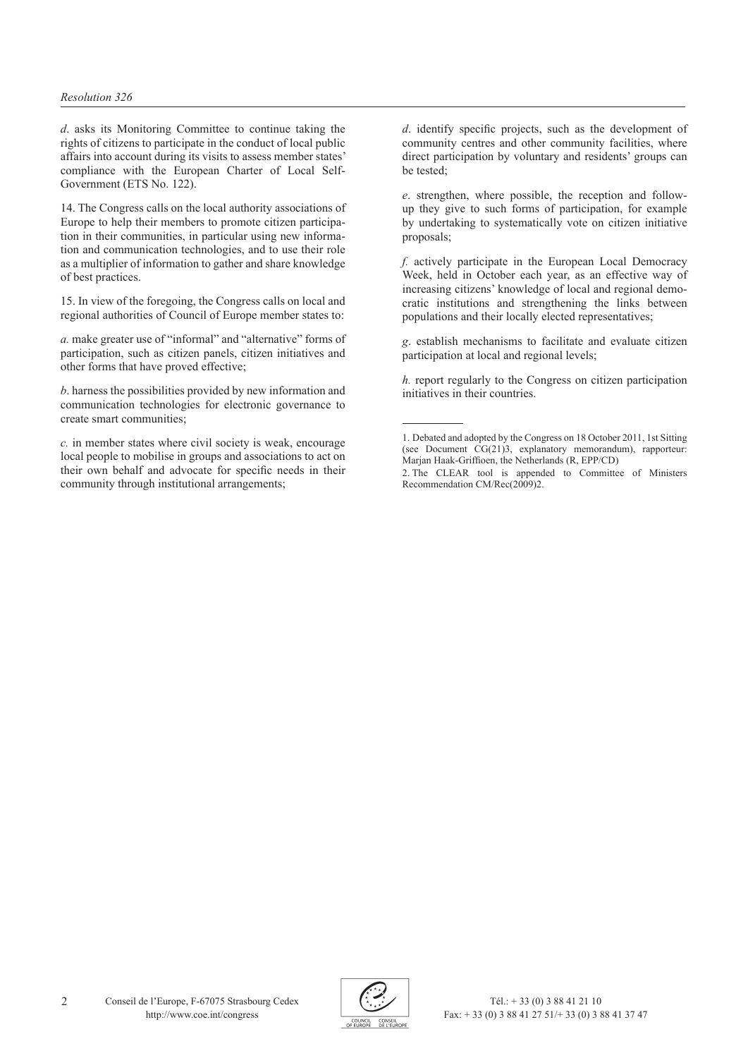*d*. asks its Monitoring Committee to continue taking the rights of citizens to participate in the conduct of local public affairs into account during its visits to assess member states' compliance with the European Charter of Local Self-Government (ETS No. 122).

14. The Congress calls on the local authority associations of Europe to help their members to promote citizen participation in their communities, in particular using new information and communication technologies, and to use their role as a multiplier of information to gather and share knowledge of best practices.

15. In view of the foregoing, the Congress calls on local and regional authorities of Council of Europe member states to:

*a.* make greater use of "informal" and "alternative" forms of participation, such as citizen panels, citizen initiatives and other forms that have proved effective;

*b*. harness the possibilities provided by new information and communication technologies for electronic governance to create smart communities;

*c.* in member states where civil society is weak, encourage local people to mobilise in groups and associations to act on their own behalf and advocate for specific needs in their community through institutional arrangements;

*d*. identify specific projects, such as the development of community centres and other community facilities, where direct participation by voluntary and residents' groups can be tested;

*e*. strengthen, where possible, the reception and follow-up they give to such forms of participation, for example by undertaking to systematically vote on citizen initiative proposals;

*f.* actively participate in the European Local Democracy Week, held in October each year, as an effective way of increasing citizens' knowledge of local and regional democratic institutions and strengthening the links between populations and their locally elected representatives;

*g*. establish mechanisms to facilitate and evaluate citizen participation at local and regional levels;

*h.* report regularly to the Congress on citizen participation initiatives in their countries.

---

1. Debated and adopted by the Congress on 18 October 2011, 1st Sitting (see Document CG(21)3, explanatory memorandum), rapporteur: Marjan Haak-Griffioen, the Netherlands (R, EPP/CD)

2. The CLEAR tool is appended to Committee of Ministers Recommendation CM/Rec(2009)2.